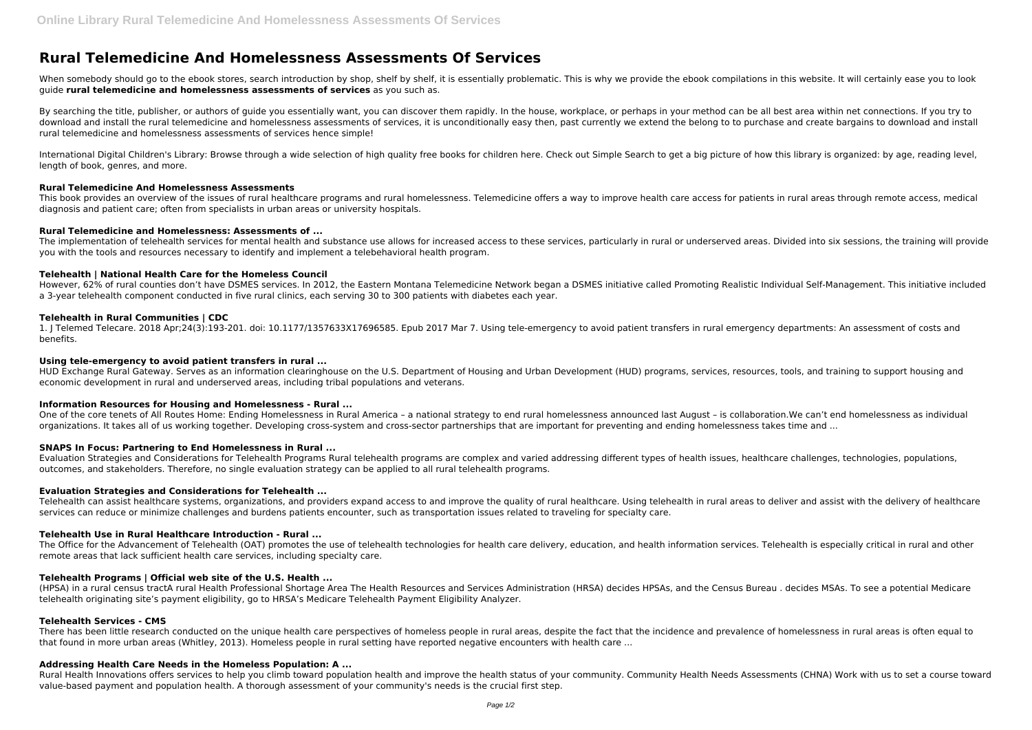# Rural Telemedicine And Homelessness Assessments Of Services

When somebody should go to the ebook stores, search introduction by shop, shelf by shelf, it is essentially problematic. This is why we provide the ebook compilations in this website. It will certainly ease you to look guide **rural telemedicine and homelessness assessments of services** as you such as.

By searching the title, publisher, or authors of guide you essentially want, you can discover them rapidly. In the house, workplace, or perhaps in your method can be all best area within net connections. If you try to download and install the rural telemedicine and homelessness assessments of services, it is unconditionally easy then, past currently we extend the belong to to purchase and create bargains to download and install rural telemedicine and homelessness assessments of services hence simple!

International Digital Children's Library: Browse through a wide selection of high quality free books for children here. Check out Simple Search to get a big picture of how this library is organized: by age, reading level, length of book, genres, and more.

### Rural Telemedicine And Homelessness Assessments

This book provides an overview of the issues of rural healthcare programs and rural homelessness. Telemedicine offers a way to improve health care access for patients in rural areas through remote access, medical diagnosis and patient care; often from specialists in urban areas or university hospitals.

### Rural Telemedicine and Homelessness: Assessments of ...

The implementation of telehealth services for mental health and substance use allows for increased access to these services, particularly in rural or underserved areas. Divided into six sessions, the training will provide you with the tools and resources necessary to identify and implement a telebehavioral health program.

### Telehealth | National Health Care for the Homeless Council

However, 62% of rural counties don't have DSMES services. In 2012, the Eastern Montana Telemedicine Network began a DSMES initiative called Promoting Realistic Individual Self-Management. This initiative included a 3-year telehealth component conducted in five rural clinics, each serving 30 to 300 patients with diabetes each year.

### Telehealth in Rural Communities | CDC

1. J Telemed Telecare. 2018 Apr;24(3):193-201. doi: 10.1177/1357633X17696585. Epub 2017 Mar 7. Using tele-emergency to avoid patient transfers in rural emergency departments: An assessment of costs and benefits.

### Using tele-emergency to avoid patient transfers in rural ...

HUD Exchange Rural Gateway. Serves as an information clearinghouse on the U.S. Department of Housing and Urban Development (HUD) programs, services, resources, tools, and training to support housing and economic development in rural and underserved areas, including tribal populations and veterans.

### Information Resources for Housing and Homelessness - Rural ...

One of the core tenets of All Routes Home: Ending Homelessness in Rural America – a national strategy to end rural homelessness announced last August – is collaboration.We can't end homelessness as individual organizations. It takes all of us working together. Developing cross-system and cross-sector partnerships that are important for preventing and ending homelessness takes time and ...

### SNAPS In Focus: Partnering to End Homelessness in Rural ...

Evaluation Strategies and Considerations for Telehealth Programs Rural telehealth programs are complex and varied addressing different types of health issues, healthcare challenges, technologies, populations, outcomes, and stakeholders. Therefore, no single evaluation strategy can be applied to all rural telehealth programs.

### Evaluation Strategies and Considerations for Telehealth ...

Telehealth can assist healthcare systems, organizations, and providers expand access to and improve the quality of rural healthcare. Using telehealth in rural areas to deliver and assist with the delivery of healthcare services can reduce or minimize challenges and burdens patients encounter, such as transportation issues related to traveling for specialty care.

### Telehealth Use in Rural Healthcare Introduction - Rural ...

The Office for the Advancement of Telehealth (OAT) promotes the use of telehealth technologies for health care delivery, education, and health information services. Telehealth is especially critical in rural and other remote areas that lack sufficient health care services, including specialty care.

### Telehealth Programs | Official web site of the U.S. Health ...

(HPSA) in a rural census tractA rural Health Professional Shortage Area The Health Resources and Services Administration (HRSA) decides HPSAs, and the Census Bureau . decides MSAs. To see a potential Medicare telehealth originating site's payment eligibility, go to HRSA's Medicare Telehealth Payment Eligibility Analyzer.

### Telehealth Services - CMS

There has been little research conducted on the unique health care perspectives of homeless people in rural areas, despite the fact that the incidence and prevalence of homelessness in rural areas is often equal to that found in more urban areas (Whitley, 2013). Homeless people in rural setting have reported negative encounters with health care ...

### Addressing Health Care Needs in the Homeless Population: A ...

Rural Health Innovations offers services to help you climb toward population health and improve the health status of your community. Community Health Needs Assessments (CHNA) Work with us to set a course toward value-based payment and population health. A thorough assessment of your community's needs is the crucial first step.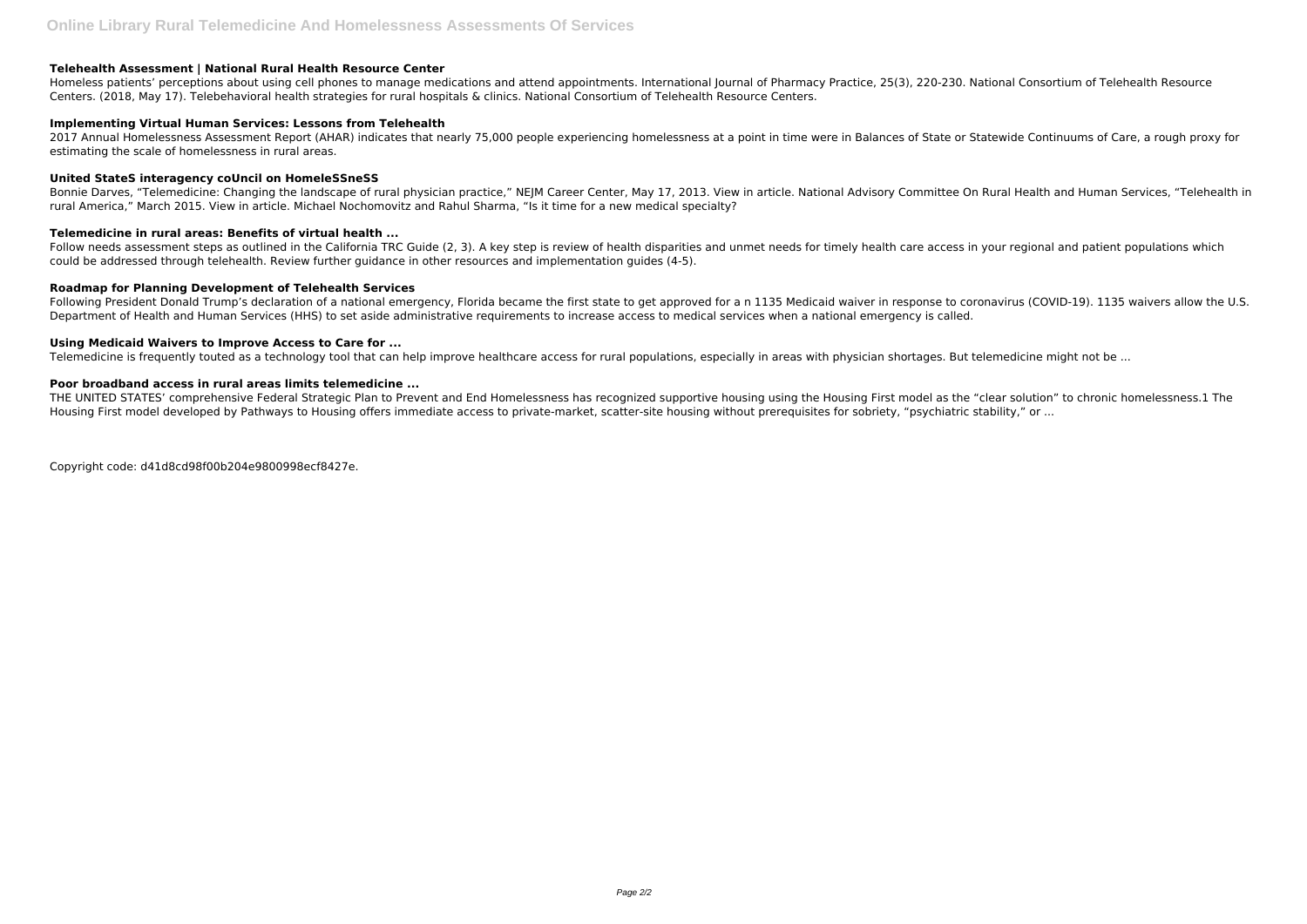### Telehealth Assessment | National Rural Health Resource Center

Homeless patients' perceptions about using cell phones to manage medications and attend appointments. International Journal of Pharmacy Practice, 25(3), 220-230. National Consortium of Telehealth Resource Centers. (2018, May 17). Telebehavioral health strategies for rural hospitals & clinics. National Consortium of Telehealth Resource Centers.

### Implementing Virtual Human Services: Lessons from Telehealth

2017 Annual Homelessness Assessment Report (AHAR) indicates that nearly 75,000 people experiencing homelessness at a point in time were in Balances of State or Statewide Continuums of Care, a rough proxy for estimating the scale of homelessness in rural areas.

### United StateS interagency coUncil on HomeleSSneSS

Bonnie Darves, "Telemedicine: Changing the landscape of rural physician practice," NEJM Career Center, May 17, 2013. View in article. National Advisory Committee On Rural Health and Human Services, "Telehealth in rural America," March 2015. View in article. Michael Nochomovitz and Rahul Sharma, "Is it time for a new medical specialty?

### Telemedicine in rural areas: Benefits of virtual health ...

Follow needs assessment steps as outlined in the California TRC Guide (2, 3). A key step is review of health disparities and unmet needs for timely health care access in your regional and patient populations which could be addressed through telehealth. Review further guidance in other resources and implementation guides (4-5).

### Roadmap for Planning Development of Telehealth Services

Following President Donald Trump's declaration of a national emergency, Florida became the first state to get approved for a n 1135 Medicaid waiver in response to coronavirus (COVID-19). 1135 waivers allow the U.S. Department of Health and Human Services (HHS) to set aside administrative requirements to increase access to medical services when a national emergency is called.

### Using Medicaid Waivers to Improve Access to Care for ...

Telemedicine is frequently touted as a technology tool that can help improve healthcare access for rural populations, especially in areas with physician shortages. But telemedicine might not be ...

### Poor broadband access in rural areas limits telemedicine ...

THE UNITED STATES' comprehensive Federal Strategic Plan to Prevent and End Homelessness has recognized supportive housing using the Housing First model as the "clear solution" to chronic homelessness.1 The Housing First model developed by Pathways to Housing offers immediate access to private-market, scatter-site housing without prerequisites for sobriety, "psychiatric stability," or ...

Copyright code: d41d8cd98f00b204e9800998ecf8427e.